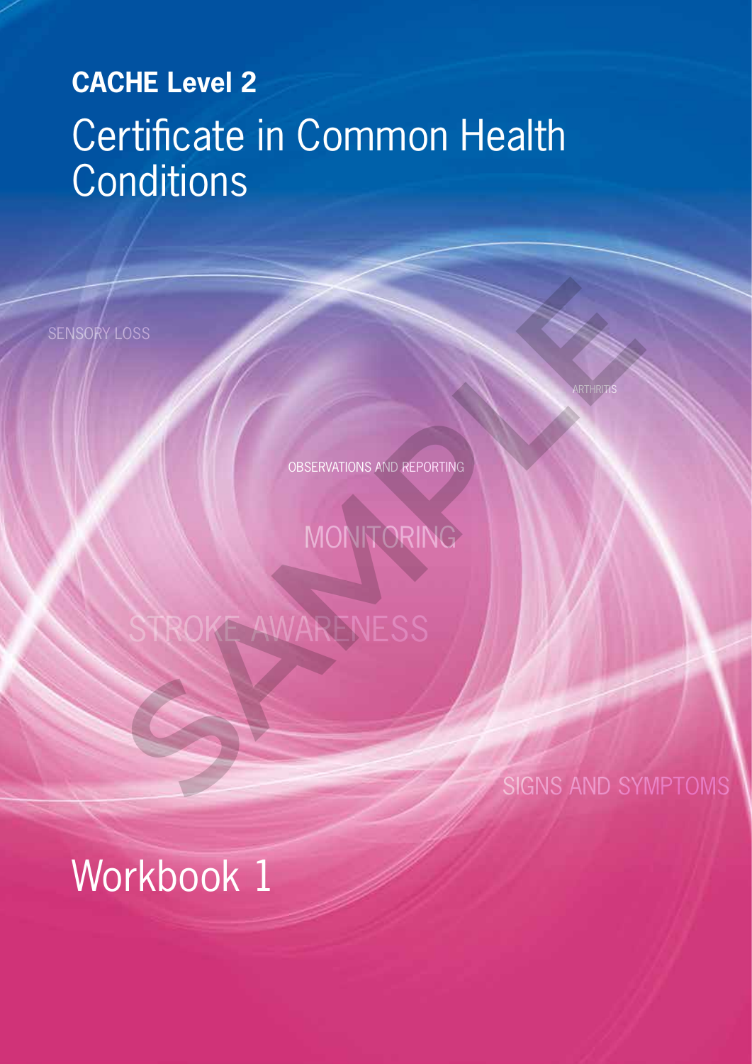**CACHE Level 2**

# Certificate in Common Health Conditions

SENSORY LOSS

ARTHRITIS

OBSERVATIONS AND REPORTING

MONITORING

STROKE AWARENESS

SIGNS AND SYMPTOMS

## Workbook 1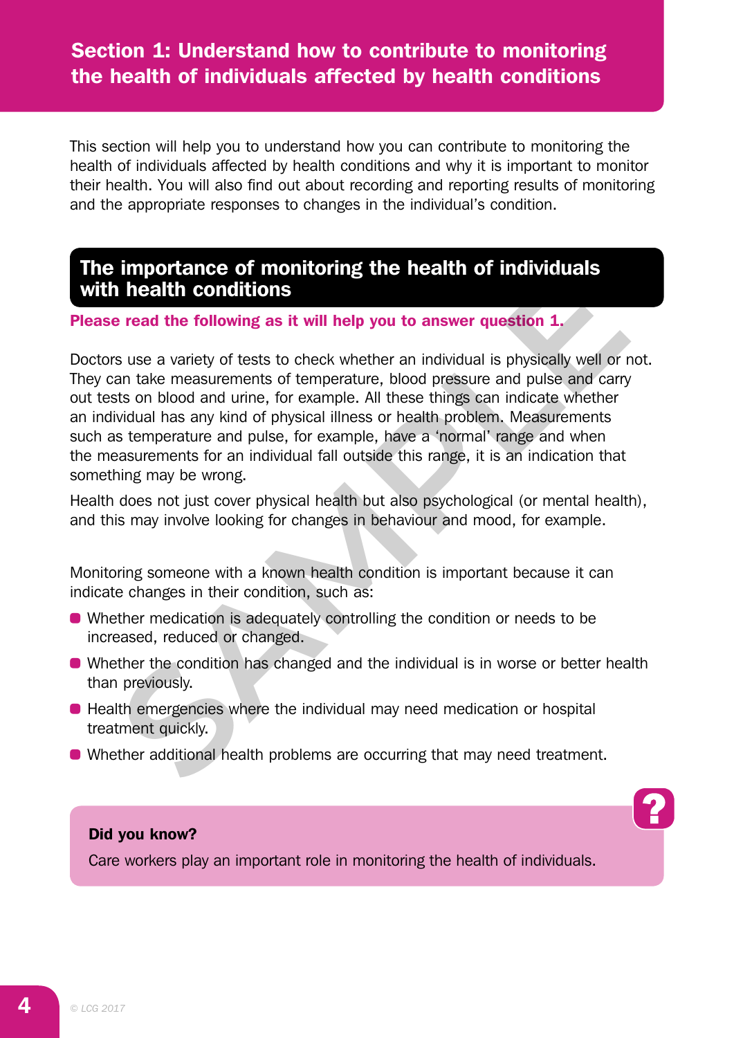# Section 1: Understand how to contribute to monitoring the health of individuals affected by health conditions

This section will help you to understand how you can contribute to monitoring the health of individuals affected by health conditions and why it is important to monitor their health. You will also find out about recording and reporting results of monitoring and the appropriate responses to changes in the individual's condition.

## The importance of monitoring the health of individuals with health conditions

**Please read the following as it will help you to answer question 1.**

Doctors use a variety of tests to check whether an individual is physically well or not. They can take measurements of temperature, blood pressure and pulse and carry out tests on blood and urine, for example. All these things can indicate whether an individual has any kind of physical illness or health problem. Measurements such as temperature and pulse, for example, have a 'normal' range and when the measurements for an individual fall outside this range, it is an indication that something may be wrong.

Health does not just cover physical health but also psychological (or mental health), and this may involve looking for changes in behaviour and mood, for example.

Monitoring someone with a known health condition is important because it can indicate changes in their condition, such as:

- Whether medication is adequately controlling the condition or needs to be increased, reduced or changed.
- Whether the condition has changed and the individual is in worse or better health than previously.
- Health emergencies where the individual may need medication or hospital treatment quickly.
- Whether additional health problems are occurring that may need treatment.

**Did you know?**

Care workers play an important role in monitoring the health of individuals.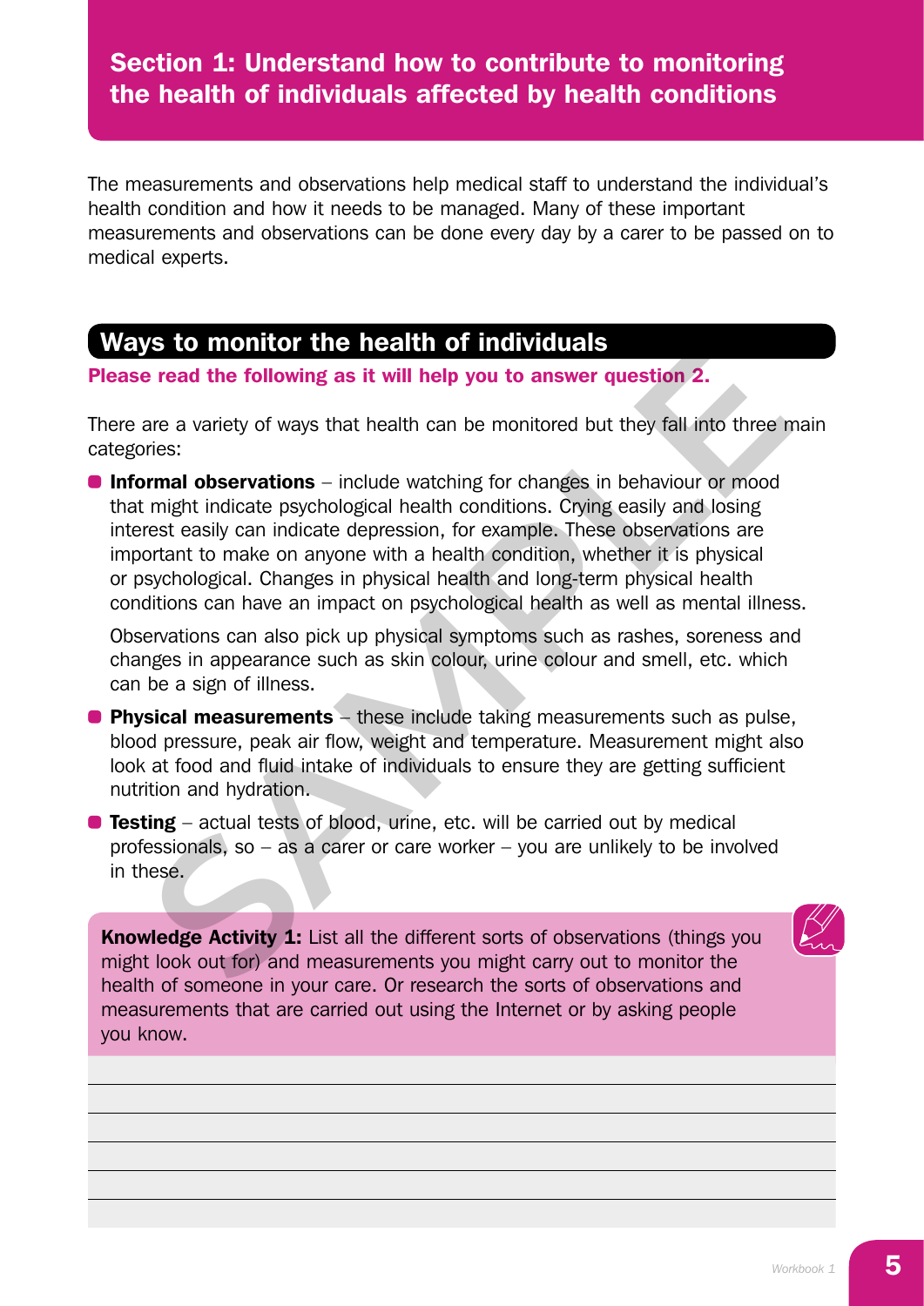## Section 1: Understand how to contribute to monitoring the health of individuals affected by health conditions

The measurements and observations help medical staff to understand the individual's health condition and how it needs to be managed. Many of these important measurements and observations can be done every day by a carer to be passed on to medical experts.

### Ways to monitor the health of individuals

**Please read the following as it will help you to answer question 2.**

There are a variety of ways that health can be monitored but they fall into three main categories:

- **Informal observations** – include watching for changes in behaviour or mood that might indicate psychological health conditions. Crying easily and losing interest easily can indicate depression, for example. These observations are important to make on anyone with a health condition, whether it is physical or psychological. Changes in physical health and long-term physical health conditions can have an impact on psychological health as well as mental illness.

  Observations can also pick up physical symptoms such as rashes, soreness and changes in appearance such as skin colour, urine colour and smell, etc. which can be a sign of illness.

- **Physical measurements** – these include taking measurements such as pulse, blood pressure, peak air flow, weight and temperature. Measurement might also look at food and fluid intake of individuals to ensure they are getting sufficient nutrition and hydration.
- **Testing** – actual tests of blood, urine, etc. will be carried out by medical professionals, so – as a carer or care worker – you are unlikely to be involved in these.

**Knowledge Activity 1:** List all the different sorts of observations (things you might look out for) and measurements you might carry out to monitor the health of someone in your care. Or research the sorts of observations and measurements that are carried out using the Internet or by asking people you know.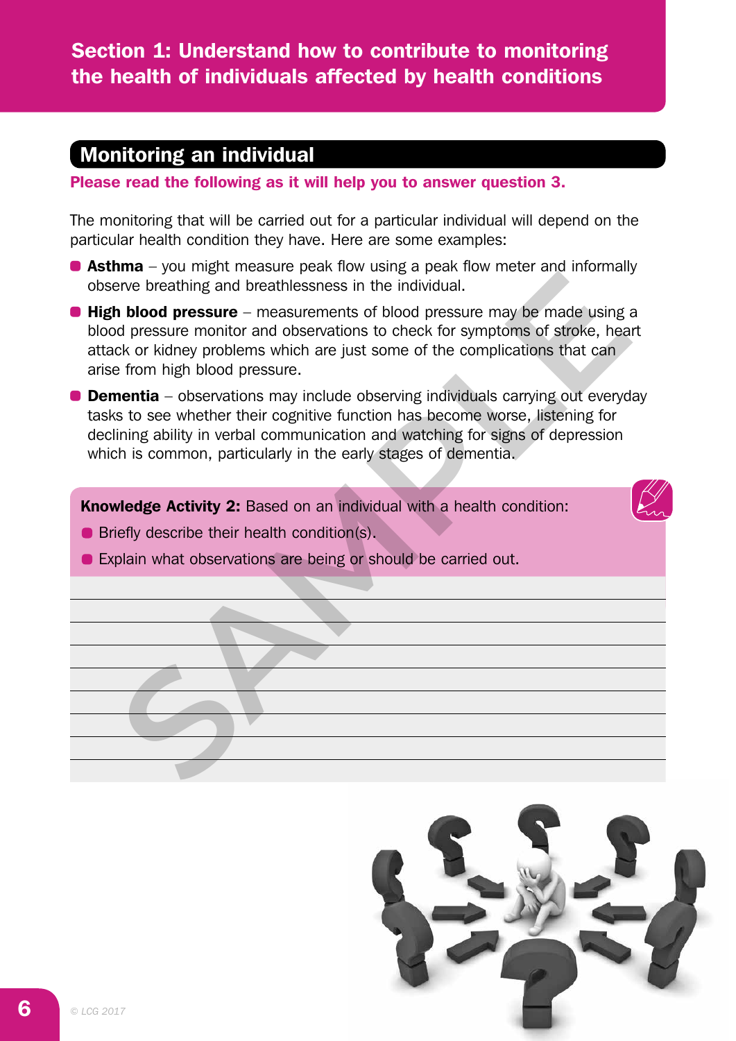# Section 1: Understand how to contribute to monitoring the health of individuals affected by health conditions

## Monitoring an individual

**Please read the following as it will help you to answer question 3.**

The monitoring that will be carried out for a particular individual will depend on the particular health condition they have. Here are some examples:

- **Asthma** – you might measure peak flow using a peak flow meter and informally observe breathing and breathlessness in the individual.
- **High blood pressure** – measurements of blood pressure may be made using a blood pressure monitor and observations to check for symptoms of stroke, heart attack or kidney problems which are just some of the complications that can arise from high blood pressure.
- **Dementia** – observations may include observing individuals carrying out everyday tasks to see whether their cognitive function has become worse, listening for declining ability in verbal communication and watching for signs of depression which is common, particularly in the early stages of dementia.

**Knowledge Activity 2:** Based on an individual with a health condition:

- Briefly describe their health condition(s).
- Explain what observations are being or should be carried out.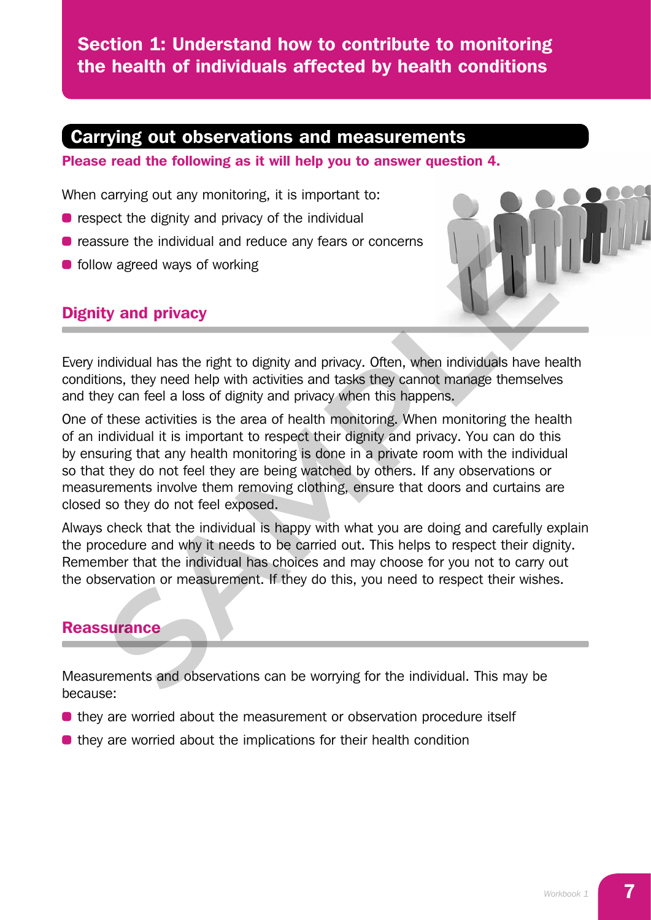# Section 1: Understand how to contribute to monitoring the health of individuals affected by health conditions

## Carrying out observations and measurements

**Please read the following as it will help you to answer question 4.**

When carrying out any monitoring, it is important to:

- respect the dignity and privacy of the individual
- reassure the individual and reduce any fears or concerns
- follow agreed ways of working

### Dignity and privacy

Every individual has the right to dignity and privacy. Often, when individuals have health conditions, they need help with activities and tasks they cannot manage themselves and they can feel a loss of dignity and privacy when this happens.

One of these activities is the area of health monitoring. When monitoring the health of an individual it is important to respect their dignity and privacy. You can do this by ensuring that any health monitoring is done in a private room with the individual so that they do not feel they are being watched by others. If any observations or measurements involve them removing clothing, ensure that doors and curtains are closed so they do not feel exposed.

Always check that the individual is happy with what you are doing and carefully explain the procedure and why it needs to be carried out. This helps to respect their dignity. Remember that the individual has choices and may choose for you not to carry out the observation or measurement. If they do this, you need to respect their wishes.

### Reassurance

Measurements and observations can be worrying for the individual. This may be because:

- they are worried about the measurement or observation procedure itself
- they are worried about the implications for their health condition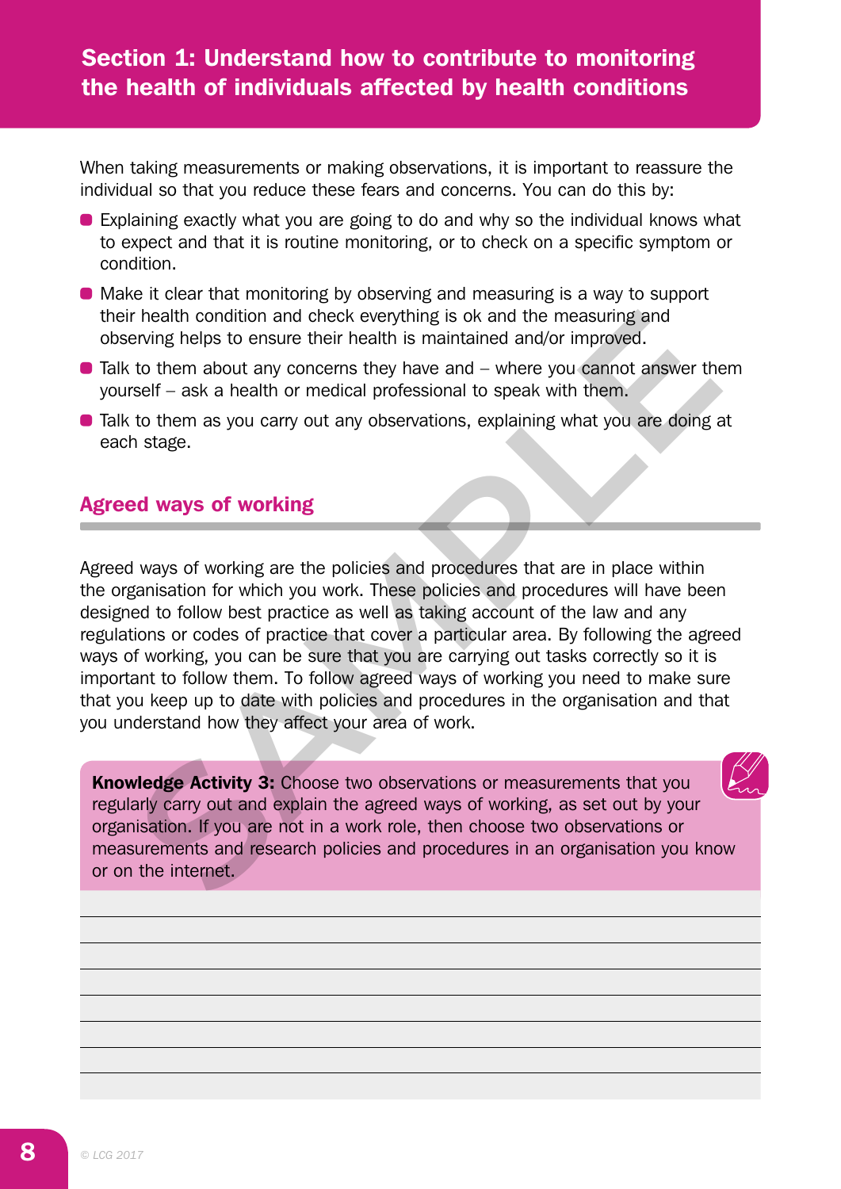## Section 1: Understand how to contribute to monitoring the health of individuals affected by health conditions

When taking measurements or making observations, it is important to reassure the individual so that you reduce these fears and concerns. You can do this by:

- Explaining exactly what you are going to do and why so the individual knows what to expect and that it is routine monitoring, or to check on a specific symptom or condition.
- Make it clear that monitoring by observing and measuring is a way to support their health condition and check everything is ok and the measuring and observing helps to ensure their health is maintained and/or improved.
- Talk to them about any concerns they have and – where you cannot answer them yourself – ask a health or medical professional to speak with them.
- Talk to them as you carry out any observations, explaining what you are doing at each stage.

### Agreed ways of working

Agreed ways of working are the policies and procedures that are in place within the organisation for which you work. These policies and procedures will have been designed to follow best practice as well as taking account of the law and any regulations or codes of practice that cover a particular area. By following the agreed ways of working, you can be sure that you are carrying out tasks correctly so it is important to follow them. To follow agreed ways of working you need to make sure that you keep up to date with policies and procedures in the organisation and that you understand how they affect your area of work.

**Knowledge Activity 3:** Choose two observations or measurements that you regularly carry out and explain the agreed ways of working, as set out by your organisation. If you are not in a work role, then choose two observations or measurements and research policies and procedures in an organisation you know or on the internet.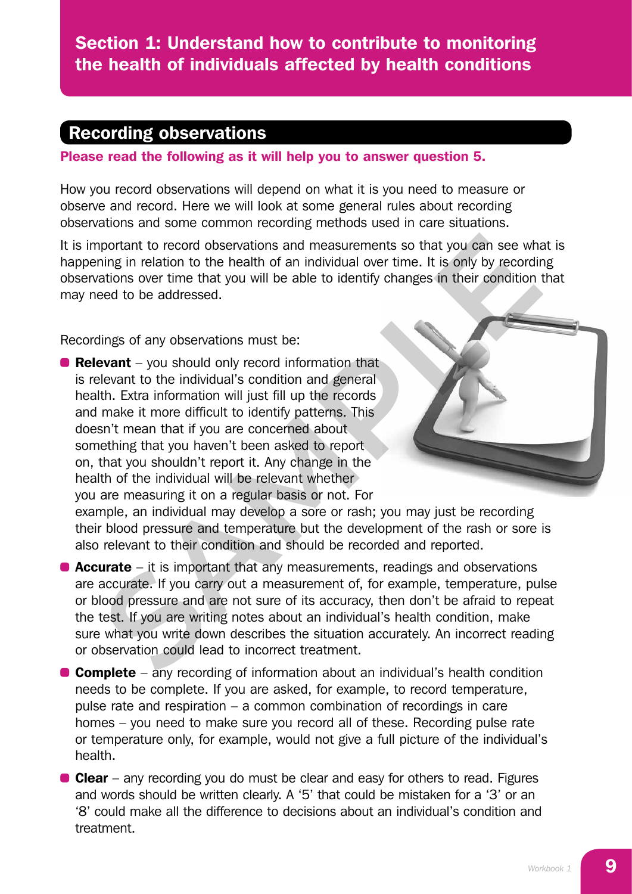# Section 1: Understand how to contribute to monitoring the health of individuals affected by health conditions

## Recording observations

**Please read the following as it will help you to answer question 5.**

How you record observations will depend on what it is you need to measure or observe and record. Here we will look at some general rules about recording observations and some common recording methods used in care situations.

It is important to record observations and measurements so that you can see what is happening in relation to the health of an individual over time. It is only by recording observations over time that you will be able to identify changes in their condition that may need to be addressed.

Recordings of any observations must be:

- **Relevant** – you should only record information that is relevant to the individual's condition and general health. Extra information will just fill up the records and make it more difficult to identify patterns. This doesn't mean that if you are concerned about something that you haven't been asked to report on, that you shouldn't report it. Any change in the health of the individual will be relevant whether you are measuring it on a regular basis or not. For example, an individual may develop a sore or rash; you may just be recording their blood pressure and temperature but the development of the rash or sore is also relevant to their condition and should be recorded and reported.
- **Accurate** – it is important that any measurements, readings and observations are accurate. If you carry out a measurement of, for example, temperature, pulse or blood pressure and are not sure of its accuracy, then don't be afraid to repeat the test. If you are writing notes about an individual's health condition, make sure what you write down describes the situation accurately. An incorrect reading or observation could lead to incorrect treatment.
- **Complete** – any recording of information about an individual's health condition needs to be complete. If you are asked, for example, to record temperature, pulse rate and respiration – a common combination of recordings in care homes – you need to make sure you record all of these. Recording pulse rate or temperature only, for example, would not give a full picture of the individual's health.
- **Clear** – any recording you do must be clear and easy for others to read. Figures and words should be written clearly. A '5' that could be mistaken for a '3' or an '8' could make all the difference to decisions about an individual's condition and treatment.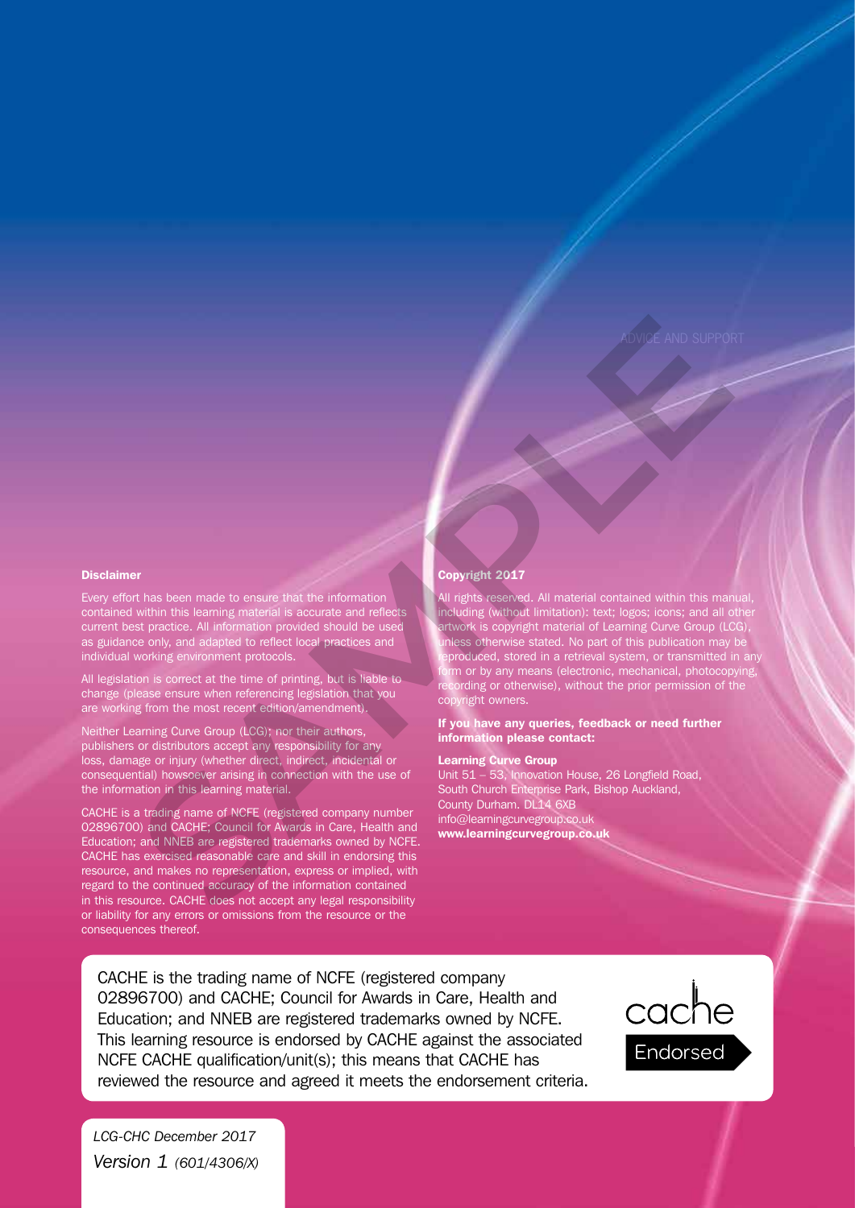ADVICE AND SUPPORT

**Disclaimer**

Every effort has been made to ensure that the information contained within this learning material is accurate and reflects current best practice. All information provided should be used as guidance only, and adapted to reflect local practices and individual working environment protocols.

All legislation is correct at the time of printing, but is liable to change (please ensure when referencing legislation that you are working from the most recent edition/amendment).

Neither Learning Curve Group (LCG); nor their authors, publishers or distributors accept any responsibility for any loss, damage or injury (whether direct, indirect, incidental or consequential) howsoever arising in connection with the use of the information in this learning material.

CACHE is a trading name of NCFE (registered company number 02896700) and CACHE; Council for Awards in Care, Health and Education; and NNEB are registered trademarks owned by NCFE. CACHE has exercised reasonable care and skill in endorsing this resource, and makes no representation, express or implied, with regard to the continued accuracy of the information contained in this resource. CACHE does not accept any legal responsibility or liability for any errors or omissions from the resource or the consequences thereof.

**Copyright 2017**

All rights reserved. All material contained within this manual, including (without limitation): text; logos; icons; and all other artwork is copyright material of Learning Curve Group (LCG), unless otherwise stated. No part of this publication may be reproduced, stored in a retrieval system, or transmitted in any form or by any means (electronic, mechanical, photocopying, recording or otherwise), without the prior permission of the copyright owners.

**If you have any queries, feedback or need further information please contact:**

**Learning Curve Group**
Unit 51 – 53, Innovation House, 26 Longfield Road, South Church Enterprise Park, Bishop Auckland, County Durham. DL14 6XB
info@learningcurvegroup.co.uk
**www.learningcurvegroup.co.uk**

CACHE is the trading name of NCFE (registered company 02896700) and CACHE; Council for Awards in Care, Health and Education; and NNEB are registered trademarks owned by NCFE. This learning resource is endorsed by CACHE against the associated NCFE CACHE qualification/unit(s); this means that CACHE has reviewed the resource and agreed it meets the endorsement criteria.

cache Endorsed

*LCG-CHC December 2017*
*Version 1 (601/4306/X)*